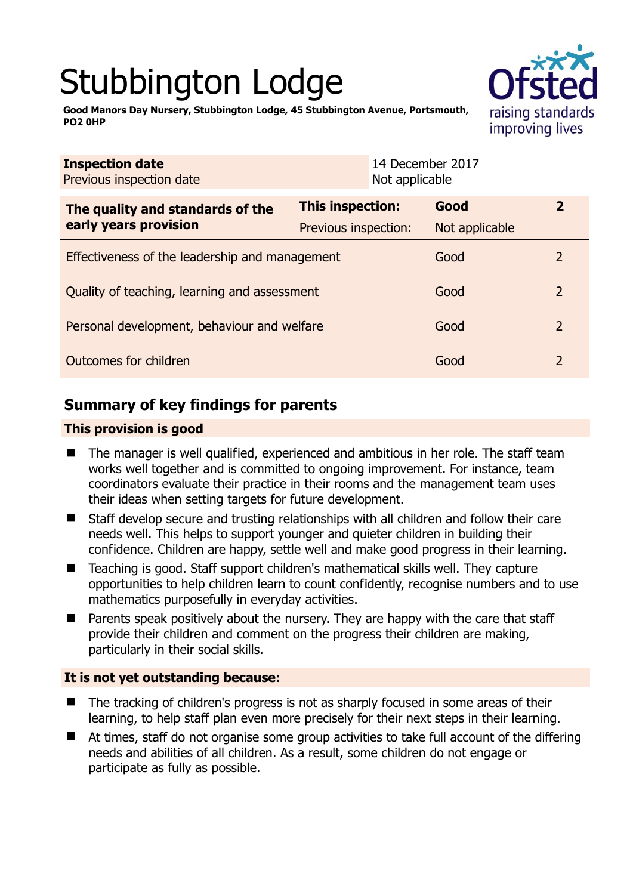# Stubbington Lodge

**Good Manors Day Nursery, Stubbington Lodge, 45 Stubbington Avenue, Portsmouth, PO2 0HP**

| **Inspection date** | 14 December 2017 |
|---|---|
| Previous inspection date | Not applicable |

| **The quality and standards of the early years provision** | **This inspection:** | **Good** | **2** |
|---|---|---|---|
| | Previous inspection: | Not applicable | |
| Effectiveness of the leadership and management | | Good | 2 |
| Quality of teaching, learning and assessment | | Good | 2 |
| Personal development, behaviour and welfare | | Good | 2 |
| Outcomes for children | | Good | 2 |

## Summary of key findings for parents

### This provision is good

- The manager is well qualified, experienced and ambitious in her role. The staff team works well together and is committed to ongoing improvement. For instance, team coordinators evaluate their practice in their rooms and the management team uses their ideas when setting targets for future development.
- Staff develop secure and trusting relationships with all children and follow their care needs well. This helps to support younger and quieter children in building their confidence. Children are happy, settle well and make good progress in their learning.
- Teaching is good. Staff support children's mathematical skills well. They capture opportunities to help children learn to count confidently, recognise numbers and to use mathematics purposefully in everyday activities.
- Parents speak positively about the nursery. They are happy with the care that staff provide their children and comment on the progress their children are making, particularly in their social skills.

### It is not yet outstanding because:

- The tracking of children's progress is not as sharply focused in some areas of their learning, to help staff plan even more precisely for their next steps in their learning.
- At times, staff do not organise some group activities to take full account of the differing needs and abilities of all children. As a result, some children do not engage or participate as fully as possible.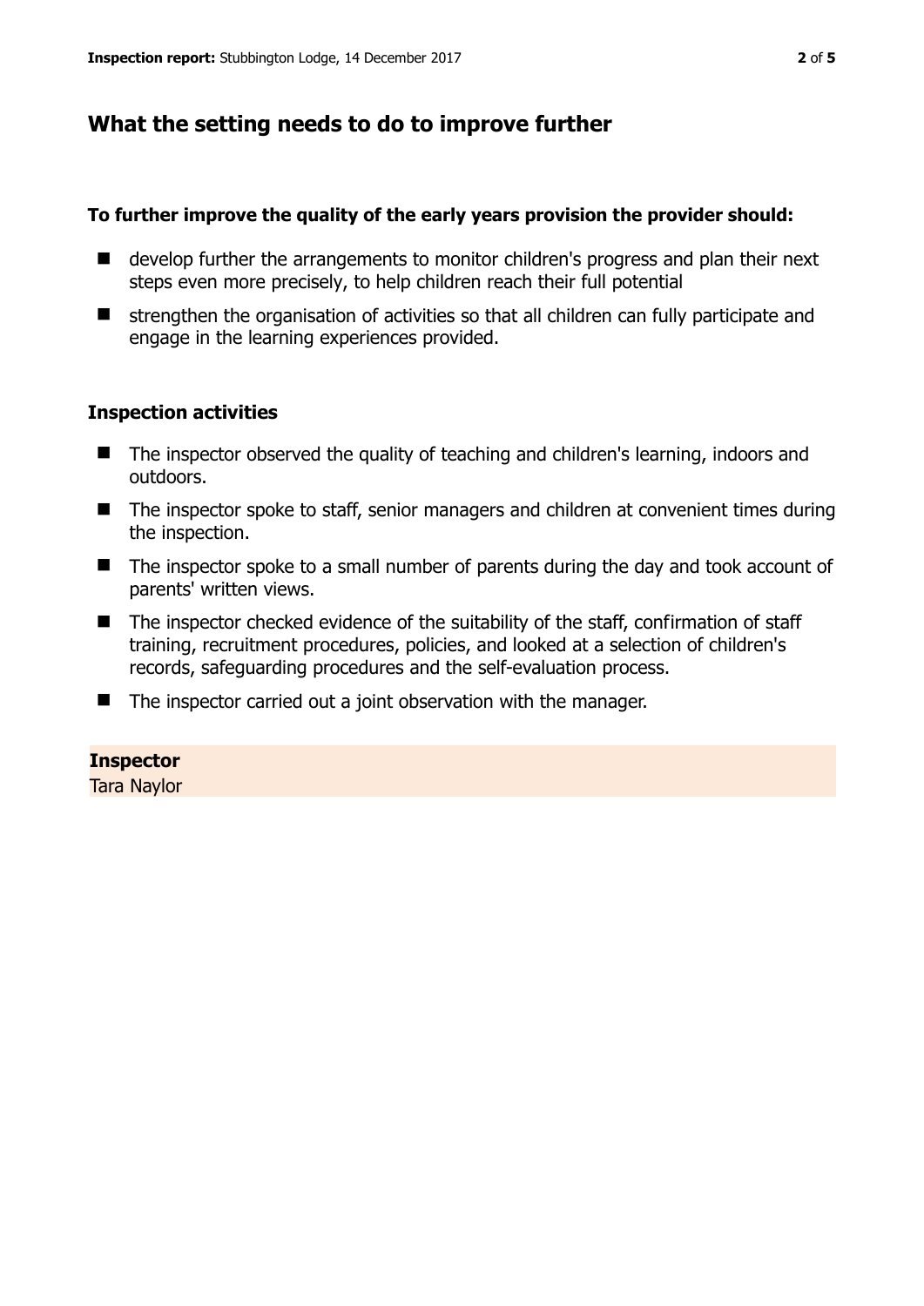## What the setting needs to do to improve further

**To further improve the quality of the early years provision the provider should:**

- develop further the arrangements to monitor children's progress and plan their next steps even more precisely, to help children reach their full potential
- strengthen the organisation of activities so that all children can fully participate and engage in the learning experiences provided.

### Inspection activities

- The inspector observed the quality of teaching and children's learning, indoors and outdoors.
- The inspector spoke to staff, senior managers and children at convenient times during the inspection.
- The inspector spoke to a small number of parents during the day and took account of parents' written views.
- The inspector checked evidence of the suitability of the staff, confirmation of staff training, recruitment procedures, policies, and looked at a selection of children's records, safeguarding procedures and the self-evaluation process.
- The inspector carried out a joint observation with the manager.

**Inspector**
Tara Naylor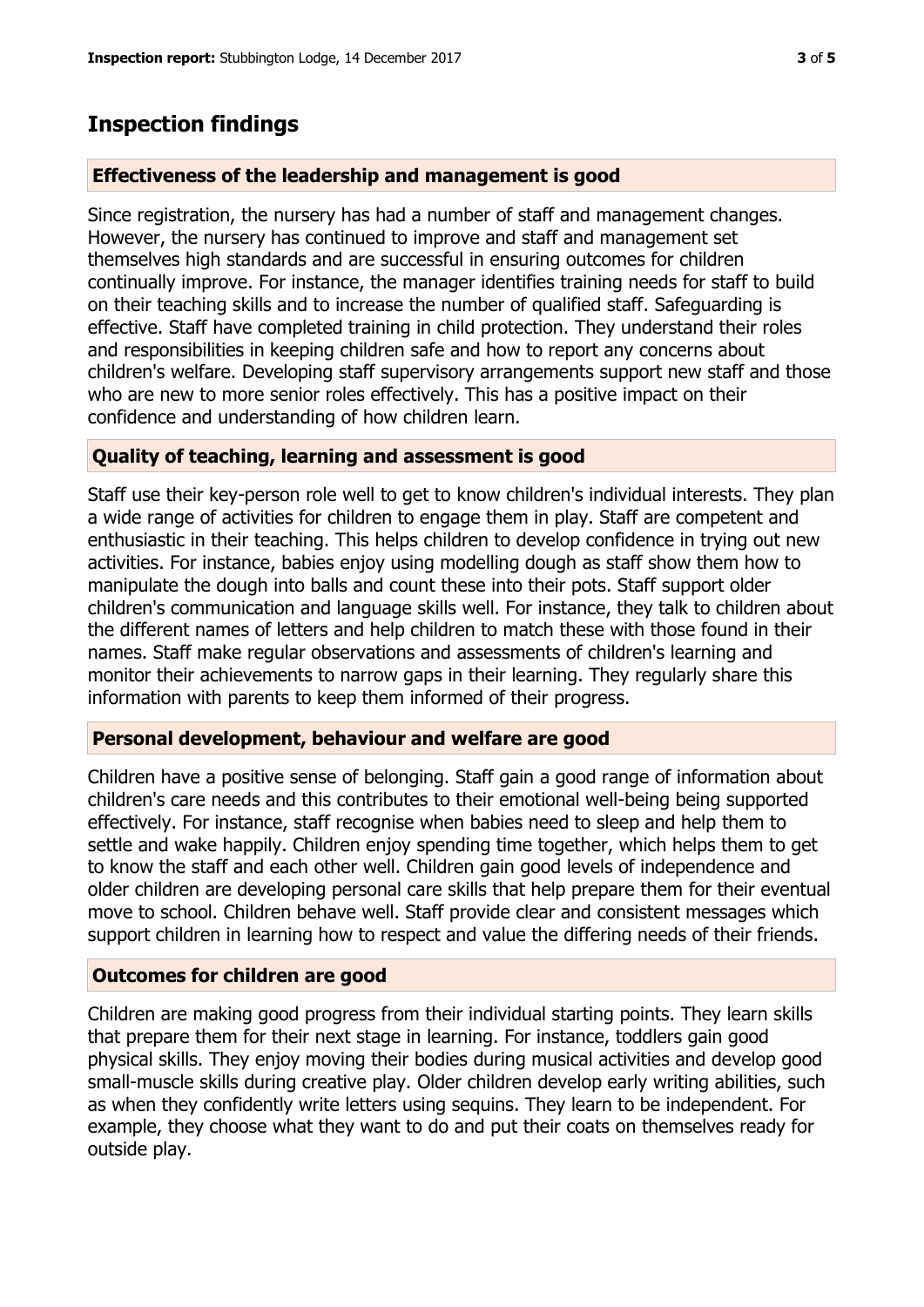## Inspection findings

### Effectiveness of the leadership and management is good

Since registration, the nursery has had a number of staff and management changes. However, the nursery has continued to improve and staff and management set themselves high standards and are successful in ensuring outcomes for children continually improve. For instance, the manager identifies training needs for staff to build on their teaching skills and to increase the number of qualified staff. Safeguarding is effective. Staff have completed training in child protection. They understand their roles and responsibilities in keeping children safe and how to report any concerns about children's welfare. Developing staff supervisory arrangements support new staff and those who are new to more senior roles effectively. This has a positive impact on their confidence and understanding of how children learn.

### Quality of teaching, learning and assessment is good

Staff use their key-person role well to get to know children's individual interests. They plan a wide range of activities for children to engage them in play. Staff are competent and enthusiastic in their teaching. This helps children to develop confidence in trying out new activities. For instance, babies enjoy using modelling dough as staff show them how to manipulate the dough into balls and count these into their pots. Staff support older children's communication and language skills well. For instance, they talk to children about the different names of letters and help children to match these with those found in their names. Staff make regular observations and assessments of children's learning and monitor their achievements to narrow gaps in their learning. They regularly share this information with parents to keep them informed of their progress.

### Personal development, behaviour and welfare are good

Children have a positive sense of belonging. Staff gain a good range of information about children's care needs and this contributes to their emotional well-being being supported effectively. For instance, staff recognise when babies need to sleep and help them to settle and wake happily. Children enjoy spending time together, which helps them to get to know the staff and each other well. Children gain good levels of independence and older children are developing personal care skills that help prepare them for their eventual move to school. Children behave well. Staff provide clear and consistent messages which support children in learning how to respect and value the differing needs of their friends.

### Outcomes for children are good

Children are making good progress from their individual starting points. They learn skills that prepare them for their next stage in learning. For instance, toddlers gain good physical skills. They enjoy moving their bodies during musical activities and develop good small-muscle skills during creative play. Older children develop early writing abilities, such as when they confidently write letters using sequins. They learn to be independent. For example, they choose what they want to do and put their coats on themselves ready for outside play.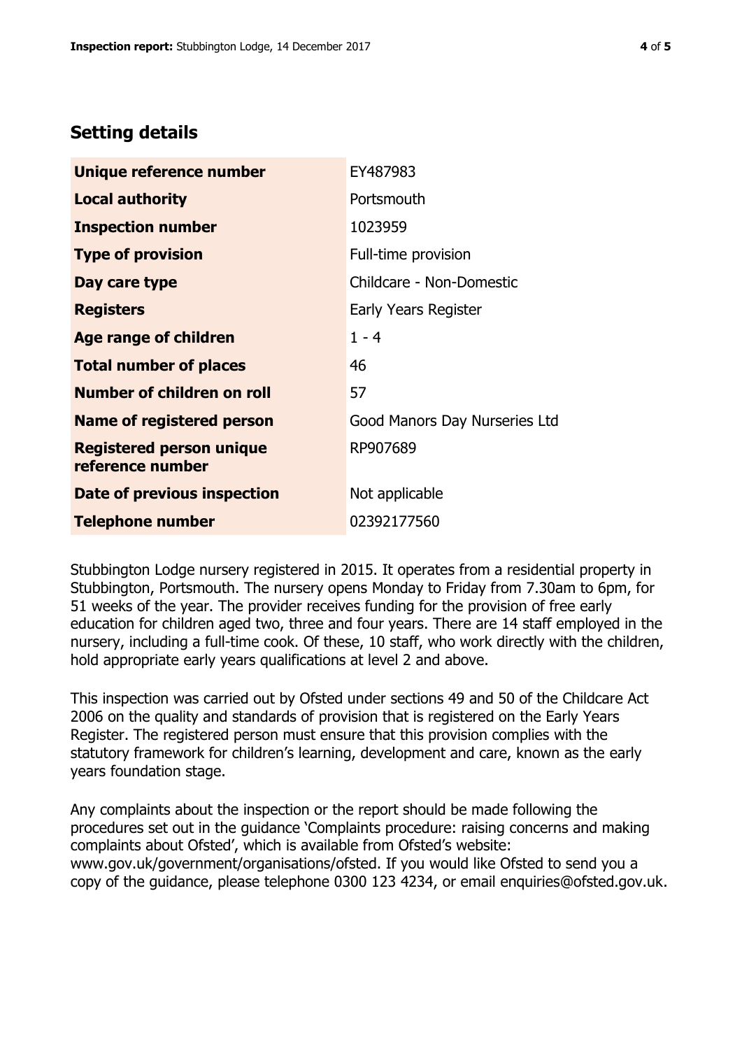## Setting details

| | |
|---|---|
| **Unique reference number** | EY487983 |
| **Local authority** | Portsmouth |
| **Inspection number** | 1023959 |
| **Type of provision** | Full-time provision |
| **Day care type** | Childcare - Non-Domestic |
| **Registers** | Early Years Register |
| **Age range of children** | 1 - 4 |
| **Total number of places** | 46 |
| **Number of children on roll** | 57 |
| **Name of registered person** | Good Manors Day Nurseries Ltd |
| **Registered person unique reference number** | RP907689 |
| **Date of previous inspection** | Not applicable |
| **Telephone number** | 02392177560 |

Stubbington Lodge nursery registered in 2015. It operates from a residential property in Stubbington, Portsmouth. The nursery opens Monday to Friday from 7.30am to 6pm, for 51 weeks of the year. The provider receives funding for the provision of free early education for children aged two, three and four years. There are 14 staff employed in the nursery, including a full-time cook. Of these, 10 staff, who work directly with the children, hold appropriate early years qualifications at level 2 and above.

This inspection was carried out by Ofsted under sections 49 and 50 of the Childcare Act 2006 on the quality and standards of provision that is registered on the Early Years Register. The registered person must ensure that this provision complies with the statutory framework for children's learning, development and care, known as the early years foundation stage.

Any complaints about the inspection or the report should be made following the procedures set out in the guidance 'Complaints procedure: raising concerns and making complaints about Ofsted', which is available from Ofsted's website: www.gov.uk/government/organisations/ofsted. If you would like Ofsted to send you a copy of the guidance, please telephone 0300 123 4234, or email enquiries@ofsted.gov.uk.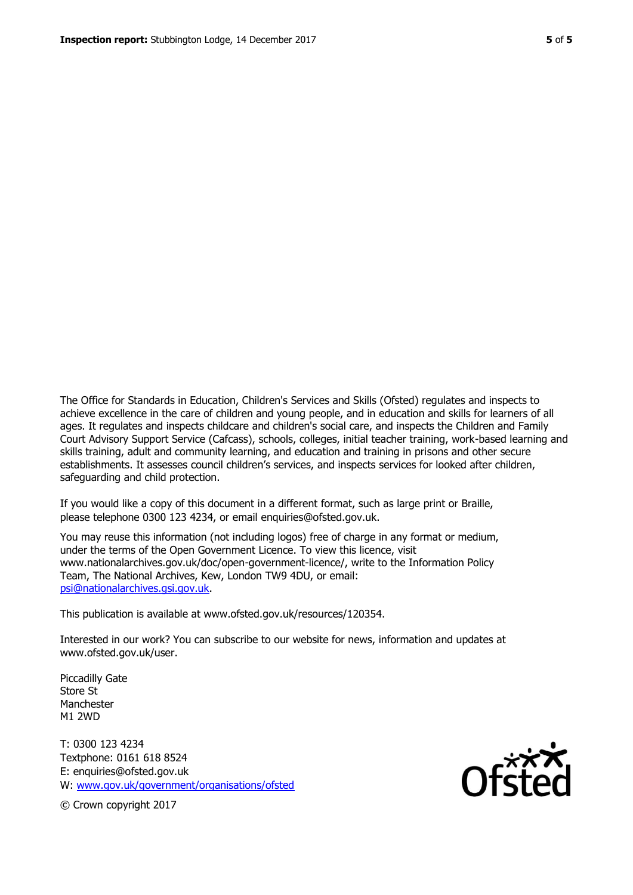The Office for Standards in Education, Children's Services and Skills (Ofsted) regulates and inspects to achieve excellence in the care of children and young people, and in education and skills for learners of all ages. It regulates and inspects childcare and children's social care, and inspects the Children and Family Court Advisory Support Service (Cafcass), schools, colleges, initial teacher training, work-based learning and skills training, adult and community learning, and education and training in prisons and other secure establishments. It assesses council children's services, and inspects services for looked after children, safeguarding and child protection.

If you would like a copy of this document in a different format, such as large print or Braille, please telephone 0300 123 4234, or email enquiries@ofsted.gov.uk.

You may reuse this information (not including logos) free of charge in any format or medium, under the terms of the Open Government Licence. To view this licence, visit www.nationalarchives.gov.uk/doc/open-government-licence/, write to the Information Policy Team, The National Archives, Kew, London TW9 4DU, or email: psi@nationalarchives.gsi.gov.uk.

This publication is available at www.ofsted.gov.uk/resources/120354.

Interested in our work? You can subscribe to our website for news, information and updates at www.ofsted.gov.uk/user.

Piccadilly Gate
Store St
Manchester
M1 2WD

T: 0300 123 4234
Textphone: 0161 618 8524
E: enquiries@ofsted.gov.uk
W: www.gov.uk/government/organisations/ofsted

© Crown copyright 2017